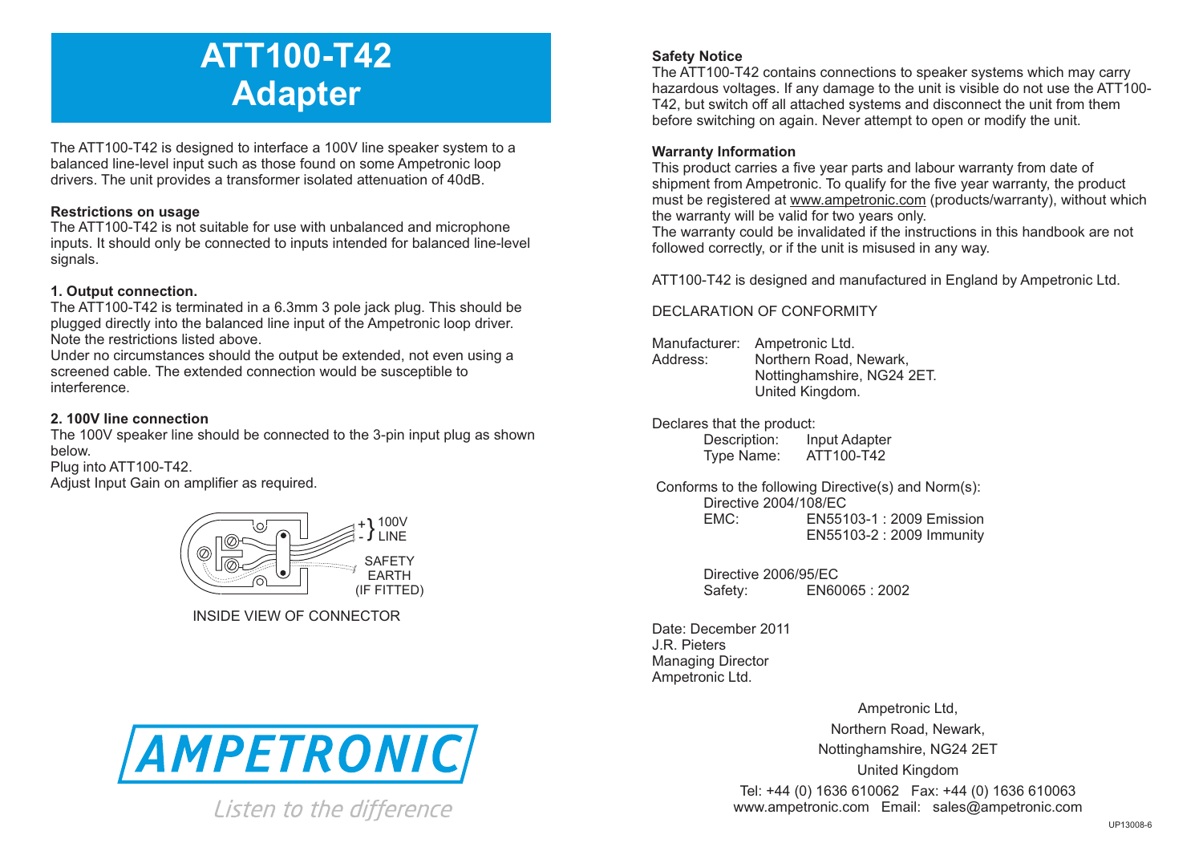# ATT100-T42 Adapter

The ATT100-T42 is designed to interface a 100V line speaker system to a balanced line-level input such as those found on some Ampetronic loop drivers. The unit provides a transformer isolated attenuation of 40dB.

**Restrictions on usage**
The ATT100-T42 is not suitable for use with unbalanced and microphone inputs. It should only be connected to inputs intended for balanced line-level signals.

**1. Output connection.**
The ATT100-T42 is terminated in a 6.3mm 3 pole jack plug. This should be plugged directly into the balanced line input of the Ampetronic loop driver. Note the restrictions listed above.
Under no circumstances should the output be extended, not even using a screened cable. The extended connection would be susceptible to interference.

**2. 100V line connection**
The 100V speaker line should be connected to the 3-pin input plug as shown below.
Plug into ATT100-T42.
Adjust Input Gain on amplifier as required.

+ } 100V
- } LINE
SAFETY EARTH (IF FITTED)

INSIDE VIEW OF CONNECTOR

AMPETRONIC
*Listen to the difference*

**Safety Notice**
The ATT100-T42 contains connections to speaker systems which may carry hazardous voltages. If any damage to the unit is visible do not use the ATT100-T42, but switch off all attached systems and disconnect the unit from them before switching on again. Never attempt to open or modify the unit.

**Warranty Information**
This product carries a five year parts and labour warranty from date of shipment from Ampetronic. To qualify for the five year warranty, the product must be registered at www.ampetronic.com (products/warranty), without which the warranty will be valid for two years only.
The warranty could be invalidated if the instructions in this handbook are not followed correctly, or if the unit is misused in any way.

ATT100-T42 is designed and manufactured in England by Ampetronic Ltd.

DECLARATION OF CONFORMITY

Manufacturer: Ampetronic Ltd.
Address: Northern Road, Newark, Nottinghamshire, NG24 2ET. United Kingdom.

Declares that the product:
Description: Input Adapter
Type Name: ATT100-T42

Conforms to the following Directive(s) and Norm(s):
Directive 2004/108/EC
EMC: EN55103-1 : 2009 Emission
EN55103-2 : 2009 Immunity

Directive 2006/95/EC
Safety: EN60065 : 2002

Date: December 2011
J.R. Pieters
Managing Director
Ampetronic Ltd.

Ampetronic Ltd,
Northern Road, Newark,
Nottinghamshire, NG24 2ET
United Kingdom
Tel: +44 (0) 1636 610062 Fax: +44 (0) 1636 610063
www.ampetronic.com Email: sales@ampetronic.com

UP13008-6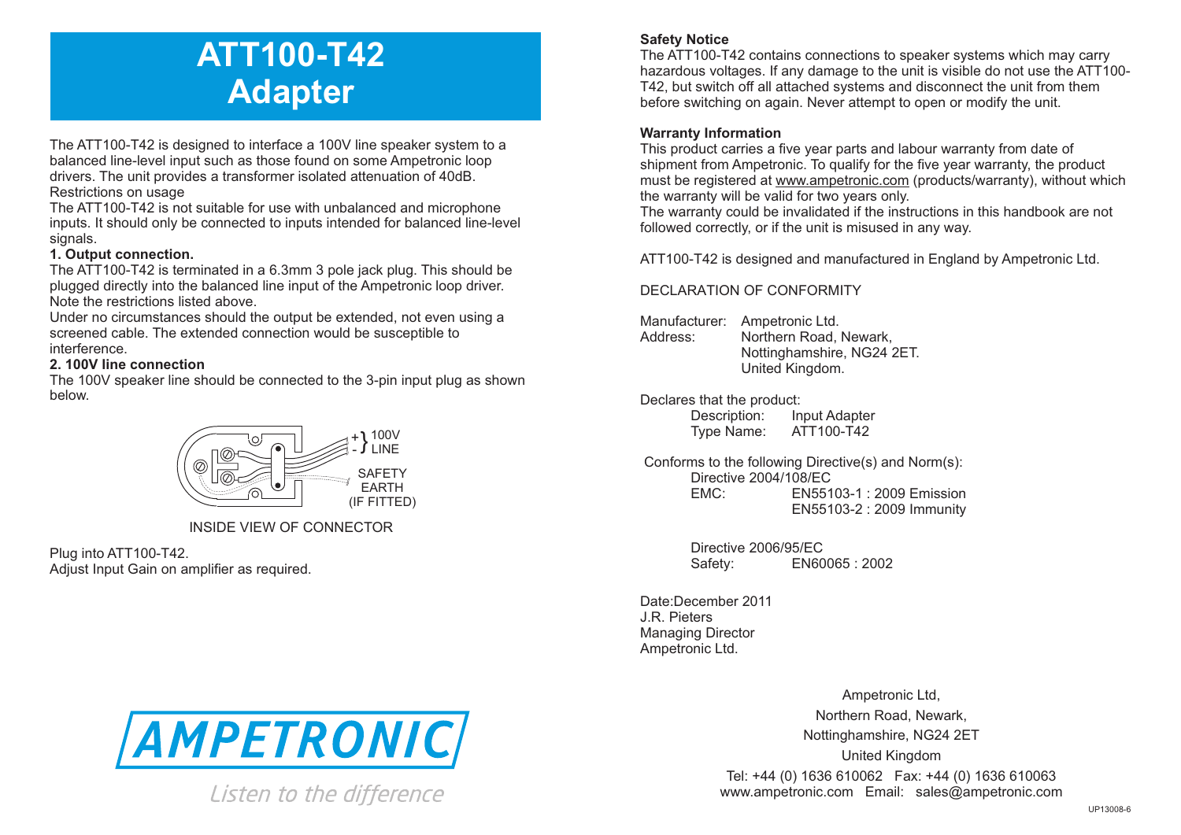# ATT100-T42 Adapter

The ATT100-T42 is designed to interface a 100V line speaker system to a balanced line-level input such as those found on some Ampetronic loop drivers. The unit provides a transformer isolated attenuation of 40dB.

Restrictions on usage

The ATT100-T42 is not suitable for use with unbalanced and microphone inputs. It should only be connected to inputs intended for balanced line-level signals.

**1. Output connection.**

The ATT100-T42 is terminated in a 6.3mm 3 pole jack plug. This should be plugged directly into the balanced line input of the Ampetronic loop driver. Note the restrictions listed above.

Under no circumstances should the output be extended, not even using a screened cable. The extended connection would be susceptible to interference.

**2. 100V line connection**

The 100V speaker line should be connected to the 3-pin input plug as shown below.

+ - } 100V LINE

SAFETY EARTH (IF FITTED)

INSIDE VIEW OF CONNECTOR

Plug into ATT100-T42.
Adjust Input Gain on amplifier as required.

AMPETRONIC
*Listen to the difference*

**Safety Notice**

The ATT100-T42 contains connections to speaker systems which may carry hazardous voltages. If any damage to the unit is visible do not use the ATT100-T42, but switch off all attached systems and disconnect the unit from them before switching on again. Never attempt to open or modify the unit.

**Warranty Information**

This product carries a five year parts and labour warranty from date of shipment from Ampetronic. To qualify for the five year warranty, the product must be registered at www.ampetronic.com (products/warranty), without which the warranty will be valid for two years only.

The warranty could be invalidated if the instructions in this handbook are not followed correctly, or if the unit is misused in any way.

ATT100-T42 is designed and manufactured in England by Ampetronic Ltd.

DECLARATION OF CONFORMITY

Manufacturer: Ampetronic Ltd.
Address: Northern Road, Newark,
Nottinghamshire, NG24 2ET.
United Kingdom.

Declares that the product:
Description: Input Adapter
Type Name: ATT100-T42

Conforms to the following Directive(s) and Norm(s):
Directive 2004/108/EC
EMC: EN55103-1 : 2009 Emission
EN55103-2 : 2009 Immunity

Directive 2006/95/EC
Safety: EN60065 : 2002

Date:December 2011
J.R. Pieters
Managing Director
Ampetronic Ltd.

Ampetronic Ltd,
Northern Road, Newark,
Nottinghamshire, NG24 2ET
United Kingdom
Tel: +44 (0) 1636 610062 Fax: +44 (0) 1636 610063
www.ampetronic.com Email: sales@ampetronic.com

UP13008-6